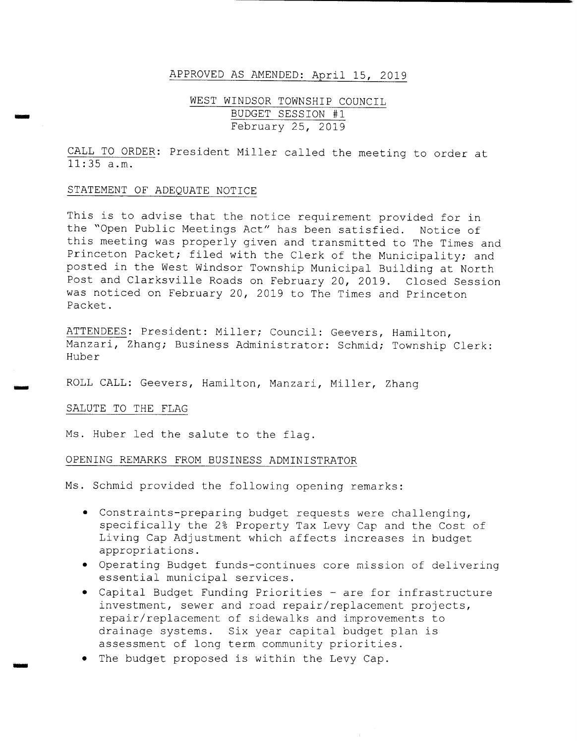APPROVED AS AMENDED: April 15, 2019

# WEST WINDSOR TOWNSHIP COUNCIL
## BUDGET SESSION #1
February 25, 2019

CALL TO ORDER: President Miller called the meeting to order at 11:35 a.m.

STATEMENT OF ADEQUATE NOTICE

This is to advise that the notice requirement provided for in the "Open Public Meetings Act" has been satisfied. Notice of this meeting was properly given and transmitted to The Times and Princeton Packet; filed with the Clerk of the Municipality; and posted in the West Windsor Township Municipal Building at North Post and Clarksville Roads on February 20, 2019. Closed Session was noticed on February 20, 2019 to The Times and Princeton Packet.

ATTENDEES: President: Miller; Council: Geevers, Hamilton, Manzari, Zhang; Business Administrator: Schmid; Township Clerk: Huber

ROLL CALL: Geevers, Hamilton, Manzari, Miller, Zhang

SALUTE TO THE FLAG

Ms. Huber led the salute to the flag.

OPENING REMARKS FROM BUSINESS ADMINISTRATOR

Ms. Schmid provided the following opening remarks:

- Constraints-preparing budget requests were challenging, specifically the 2% Property Tax Levy Cap and the Cost of Living Cap Adjustment which affects increases in budget appropriations.
- Operating Budget funds-continues core mission of delivering essential municipal services.
- Capital Budget Funding Priorities - are for infrastructure investment, sewer and road repair/replacement projects, repair/replacement of sidewalks and improvements to drainage systems. Six year capital budget plan is assessment of long term community priorities.
- The budget proposed is within the Levy Cap.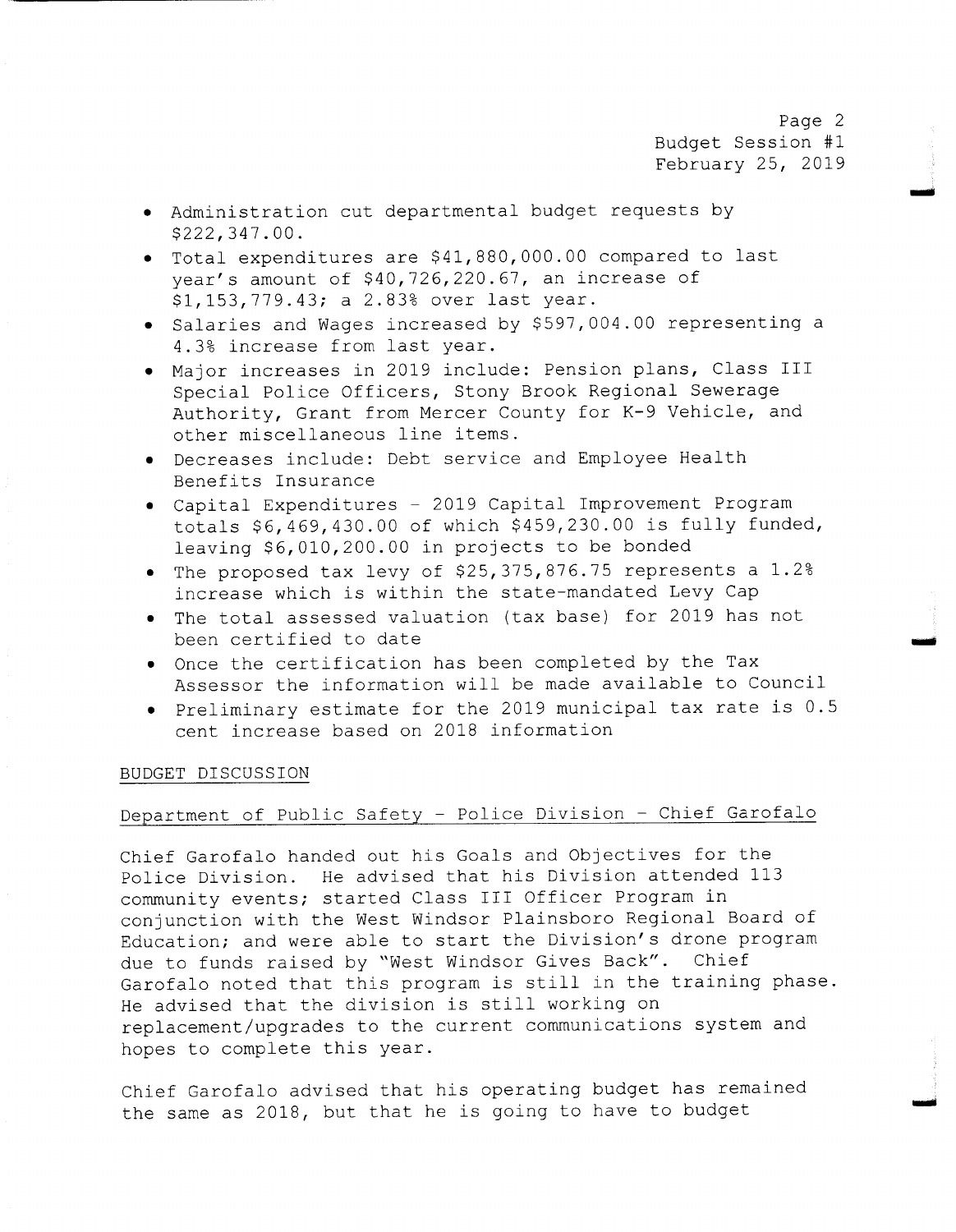- Administration cut departmental budget requests by $222,347.00.
- Total expenditures are $41,880,000.00 compared to last year's amount of $40,726,220.67, an increase of $1,153,779.43; a 2.83% over last year.
- Salaries and Wages increased by $597,004.00 representing a 4.3% increase from last year.
- Major increases in 2019 include: Pension plans, Class III Special Police Officers, Stony Brook Regional Sewerage Authority, Grant from Mercer County for K-9 Vehicle, and other miscellaneous line items.
- Decreases include: Debt service and Employee Health Benefits Insurance
- Capital Expenditures – 2019 Capital Improvement Program totals $6,469,430.00 of which $459,230.00 is fully funded, leaving $6,010,200.00 in projects to be bonded
- The proposed tax levy of $25,375,876.75 represents a 1.2% increase which is within the state-mandated Levy Cap
- The total assessed valuation (tax base) for 2019 has not been certified to date
- Once the certification has been completed by the Tax Assessor the information will be made available to Council
- Preliminary estimate for the 2019 municipal tax rate is 0.5 cent increase based on 2018 information

## BUDGET DISCUSSION

### Department of Public Safety – Police Division – Chief Garofalo

Chief Garofalo handed out his Goals and Objectives for the Police Division. He advised that his Division attended 113 community events; started Class III Officer Program in conjunction with the West Windsor Plainsboro Regional Board of Education; and were able to start the Division's drone program due to funds raised by "West Windsor Gives Back". Chief Garofalo noted that this program is still in the training phase. He advised that the division is still working on replacement/upgrades to the current communications system and hopes to complete this year.

Chief Garofalo advised that his operating budget has remained the same as 2018, but that he is going to have to budget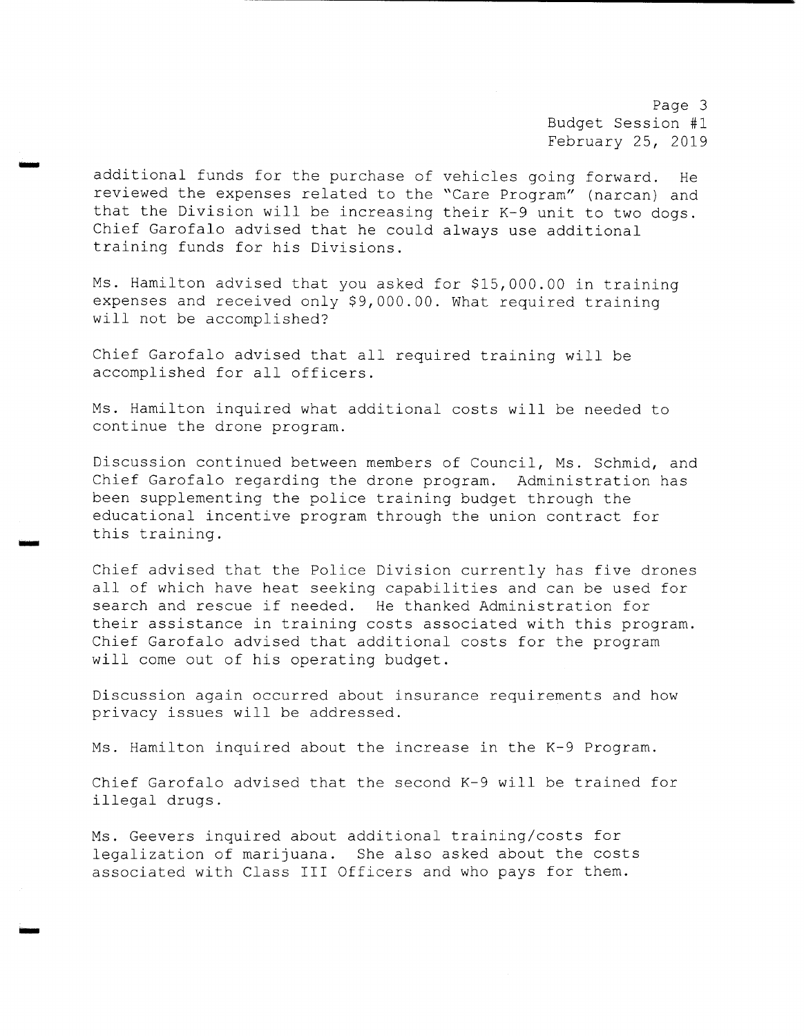additional funds for the purchase of vehicles going forward. He reviewed the expenses related to the "Care Program" (narcan) and that the Division will be increasing their K-9 unit to two dogs. Chief Garofalo advised that he could always use additional training funds for his Divisions.

Ms. Hamilton advised that you asked for $15,000.00 in training expenses and received only $9,000.00. What required training will not be accomplished?

Chief Garofalo advised that all required training will be accomplished for all officers.

Ms. Hamilton inquired what additional costs will be needed to continue the drone program.

Discussion continued between members of Council, Ms. Schmid, and Chief Garofalo regarding the drone program. Administration has been supplementing the police training budget through the educational incentive program through the union contract for this training.

Chief advised that the Police Division currently has five drones all of which have heat seeking capabilities and can be used for search and rescue if needed. He thanked Administration for their assistance in training costs associated with this program. Chief Garofalo advised that additional costs for the program will come out of his operating budget.

Discussion again occurred about insurance requirements and how privacy issues will be addressed.

Ms. Hamilton inquired about the increase in the K-9 Program.

Chief Garofalo advised that the second K-9 will be trained for illegal drugs.

Ms. Geevers inquired about additional training/costs for legalization of marijuana. She also asked about the costs associated with Class III Officers and who pays for them.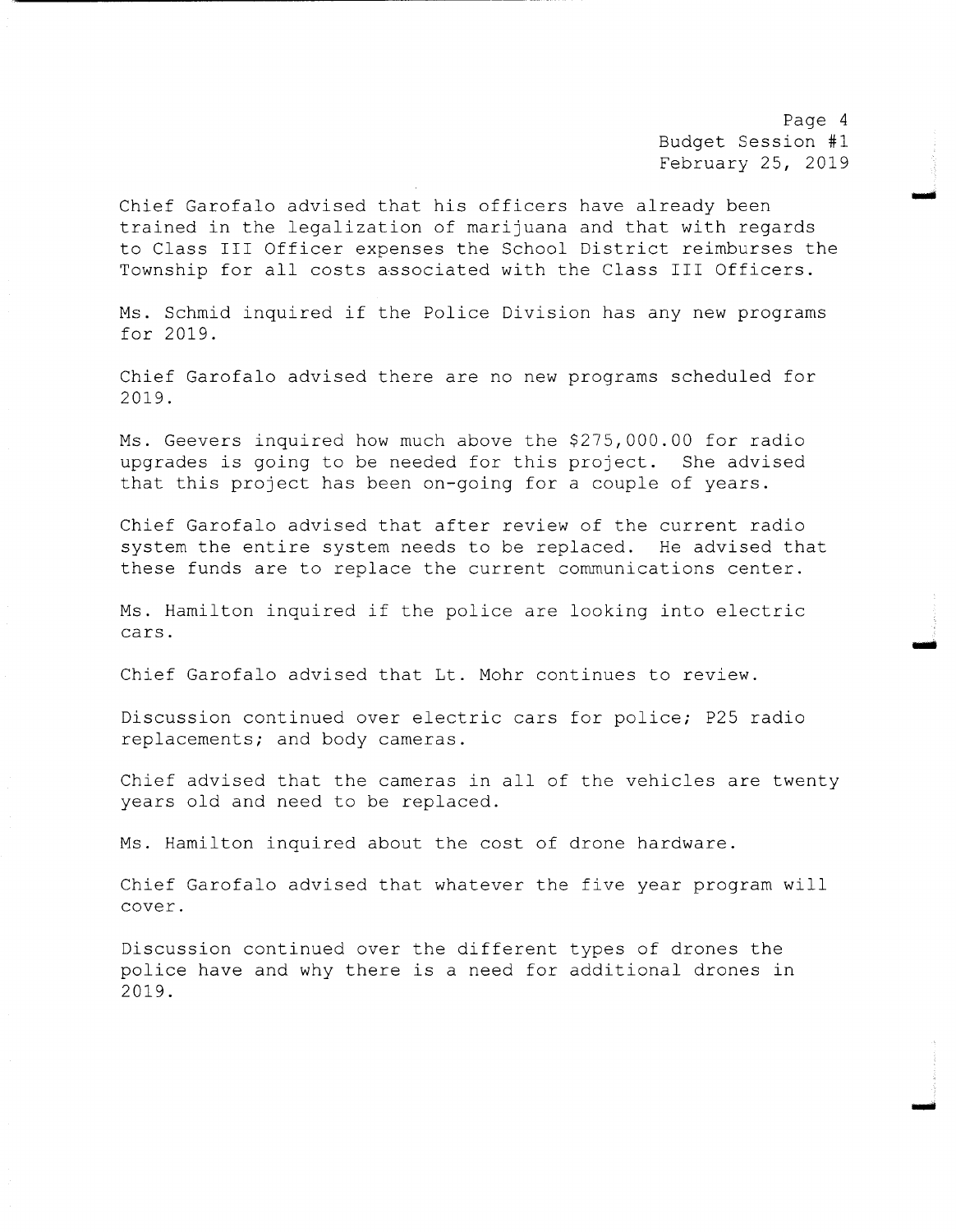Chief Garofalo advised that his officers have already been trained in the legalization of marijuana and that with regards to Class III Officer expenses the School District reimburses the Township for all costs associated with the Class III Officers.

Ms. Schmid inquired if the Police Division has any new programs for 2019.

Chief Garofalo advised there are no new programs scheduled for 2019.

Ms. Geevers inquired how much above the $275,000.00 for radio upgrades is going to be needed for this project. She advised that this project has been on-going for a couple of years.

Chief Garofalo advised that after review of the current radio system the entire system needs to be replaced. He advised that these funds are to replace the current communications center.

Ms. Hamilton inquired if the police are looking into electric cars.

Chief Garofalo advised that Lt. Mohr continues to review.

Discussion continued over electric cars for police; P25 radio replacements; and body cameras.

Chief advised that the cameras in all of the vehicles are twenty years old and need to be replaced.

Ms. Hamilton inquired about the cost of drone hardware.

Chief Garofalo advised that whatever the five year program will cover.

Discussion continued over the different types of drones the police have and why there is a need for additional drones in 2019.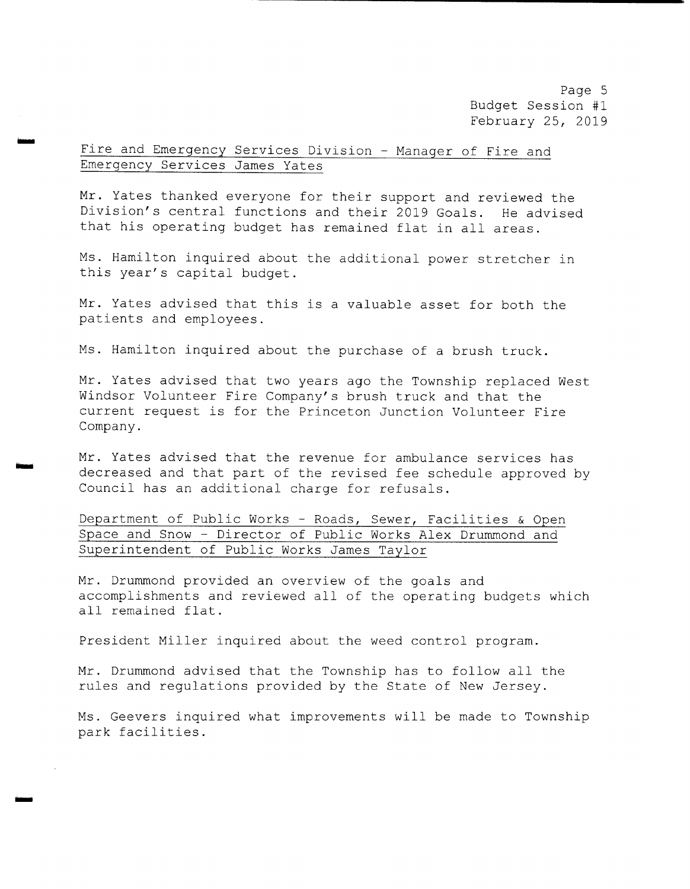Fire and Emergency Services Division - Manager of Fire and Emergency Services James Yates

Mr. Yates thanked everyone for their support and reviewed the Division's central functions and their 2019 Goals. He advised that his operating budget has remained flat in all areas.

Ms. Hamilton inquired about the additional power stretcher in this year's capital budget.

Mr. Yates advised that this is a valuable asset for both the patients and employees.

Ms. Hamilton inquired about the purchase of a brush truck.

Mr. Yates advised that two years ago the Township replaced West Windsor Volunteer Fire Company's brush truck and that the current request is for the Princeton Junction Volunteer Fire Company.

Mr. Yates advised that the revenue for ambulance services has decreased and that part of the revised fee schedule approved by Council has an additional charge for refusals.

Department of Public Works - Roads, Sewer, Facilities & Open Space and Snow - Director of Public Works Alex Drummond and Superintendent of Public Works James Taylor

Mr. Drummond provided an overview of the goals and accomplishments and reviewed all of the operating budgets which all remained flat.

President Miller inquired about the weed control program.

Mr. Drummond advised that the Township has to follow all the rules and regulations provided by the State of New Jersey.

Ms. Geevers inquired what improvements will be made to Township park facilities.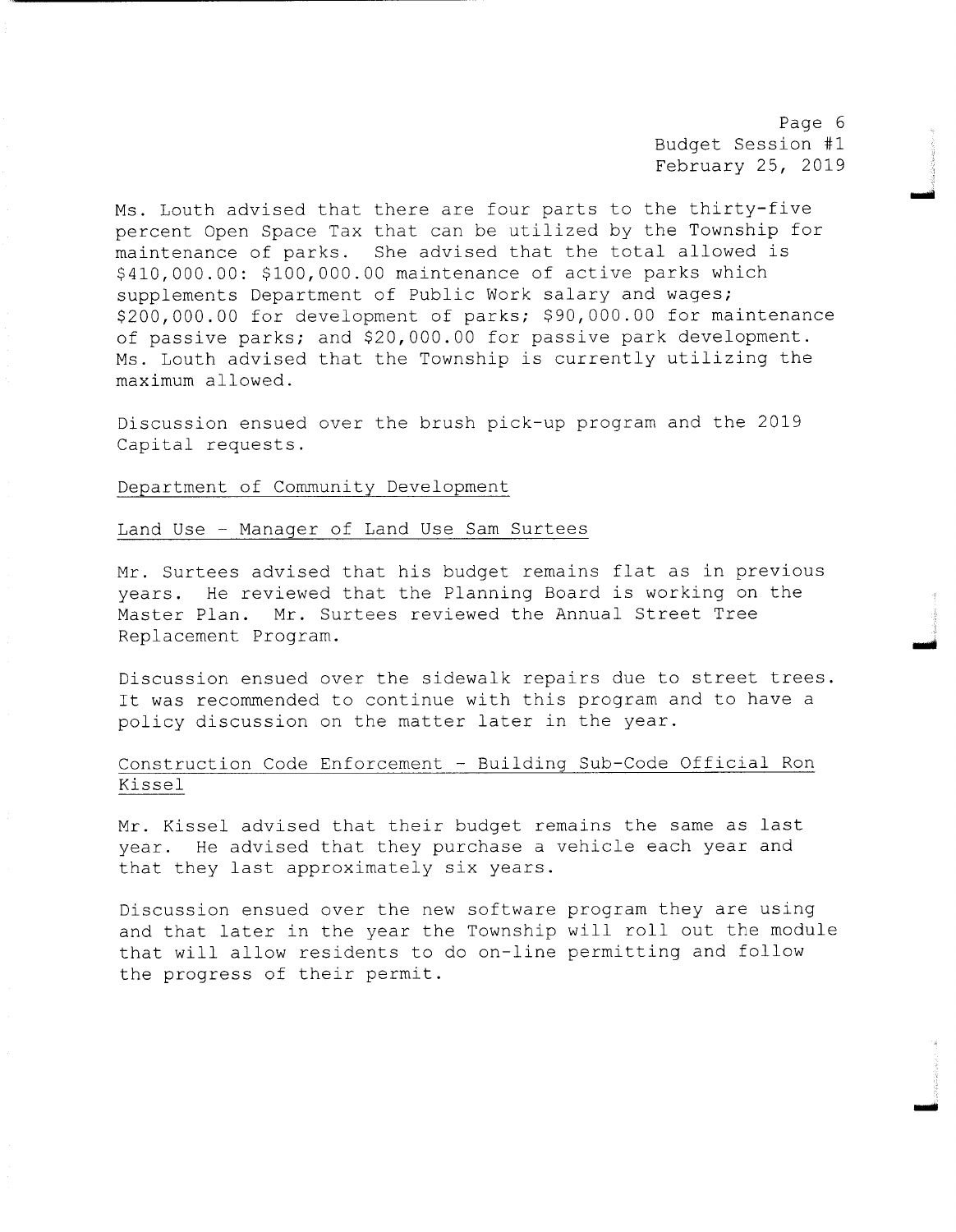Ms. Louth advised that there are four parts to the thirty-five percent Open Space Tax that can be utilized by the Township for maintenance of parks. She advised that the total allowed is $410,000.00: $100,000.00 maintenance of active parks which supplements Department of Public Work salary and wages; $200,000.00 for development of parks; $90,000.00 for maintenance of passive parks; and $20,000.00 for passive park development. Ms. Louth advised that the Township is currently utilizing the maximum allowed.

Discussion ensued over the brush pick-up program and the 2019 Capital requests.

Department of Community Development

Land Use - Manager of Land Use Sam Surtees

Mr. Surtees advised that his budget remains flat as in previous years. He reviewed that the Planning Board is working on the Master Plan. Mr. Surtees reviewed the Annual Street Tree Replacement Program.

Discussion ensued over the sidewalk repairs due to street trees. It was recommended to continue with this program and to have a policy discussion on the matter later in the year.

Construction Code Enforcement - Building Sub-Code Official Ron Kissel

Mr. Kissel advised that their budget remains the same as last year. He advised that they purchase a vehicle each year and that they last approximately six years.

Discussion ensued over the new software program they are using and that later in the year the Township will roll out the module that will allow residents to do on-line permitting and follow the progress of their permit.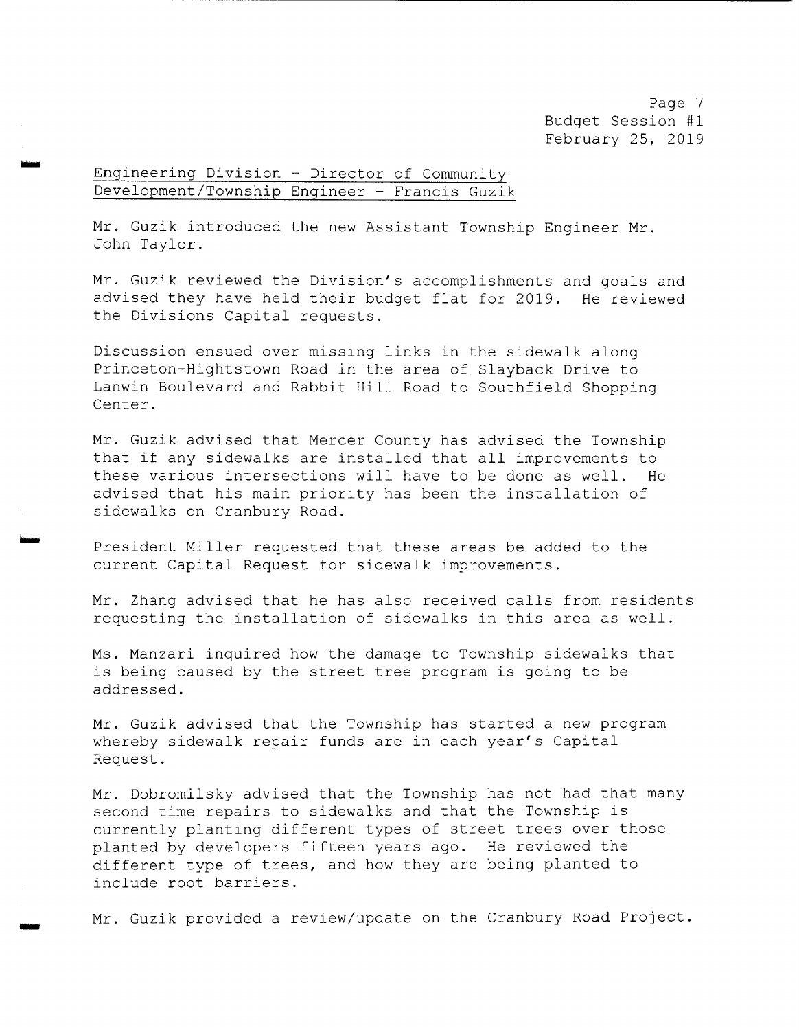## Engineering Division - Director of Community Development/Township Engineer - Francis Guzik

Mr. Guzik introduced the new Assistant Township Engineer Mr. John Taylor.

Mr. Guzik reviewed the Division's accomplishments and goals and advised they have held their budget flat for 2019. He reviewed the Divisions Capital requests.

Discussion ensued over missing links in the sidewalk along Princeton-Hightstown Road in the area of Slayback Drive to Lanwin Boulevard and Rabbit Hill Road to Southfield Shopping Center.

Mr. Guzik advised that Mercer County has advised the Township that if any sidewalks are installed that all improvements to these various intersections will have to be done as well. He advised that his main priority has been the installation of sidewalks on Cranbury Road.

President Miller requested that these areas be added to the current Capital Request for sidewalk improvements.

Mr. Zhang advised that he has also received calls from residents requesting the installation of sidewalks in this area as well.

Ms. Manzari inquired how the damage to Township sidewalks that is being caused by the street tree program is going to be addressed.

Mr. Guzik advised that the Township has started a new program whereby sidewalk repair funds are in each year's Capital Request.

Mr. Dobromilsky advised that the Township has not had that many second time repairs to sidewalks and that the Township is currently planting different types of street trees over those planted by developers fifteen years ago. He reviewed the different type of trees, and how they are being planted to include root barriers.

Mr. Guzik provided a review/update on the Cranbury Road Project.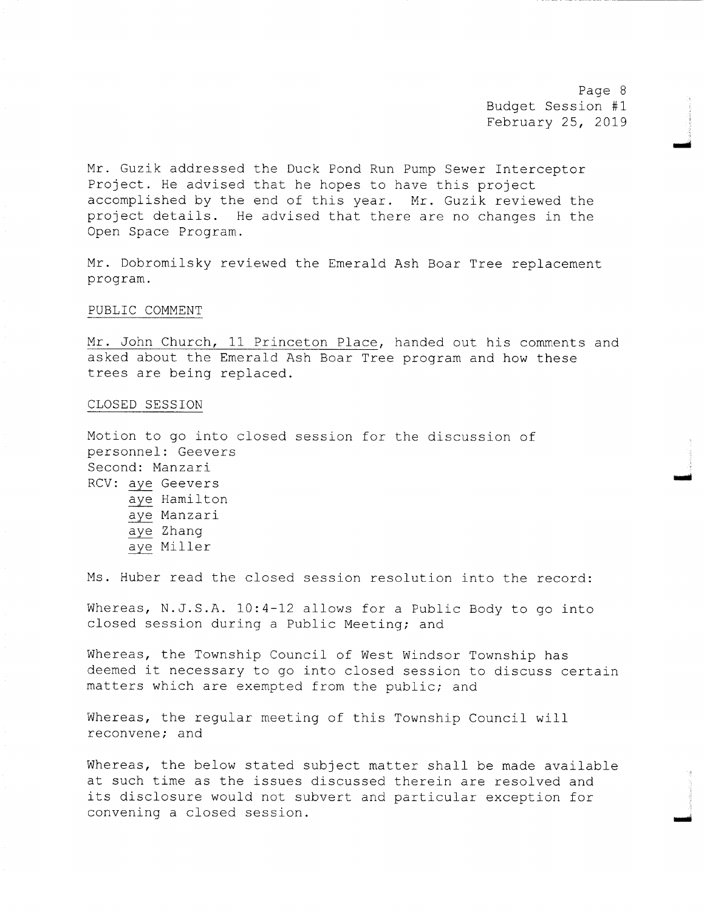Mr. Guzik addressed the Duck Pond Run Pump Sewer Interceptor Project. He advised that he hopes to have this project accomplished by the end of this year. Mr. Guzik reviewed the project details. He advised that there are no changes in the Open Space Program.

Mr. Dobromilsky reviewed the Emerald Ash Boar Tree replacement program.

PUBLIC COMMENT

Mr. John Church, 11 Princeton Place, handed out his comments and asked about the Emerald Ash Boar Tree program and how these trees are being replaced.

CLOSED SESSION

Motion to go into closed session for the discussion of personnel: Geevers
Second: Manzari
RCV: aye Geevers
aye Hamilton
aye Manzari
aye Zhang
aye Miller

Ms. Huber read the closed session resolution into the record:

Whereas, N.J.S.A. 10:4-12 allows for a Public Body to go into closed session during a Public Meeting; and

Whereas, the Township Council of West Windsor Township has deemed it necessary to go into closed session to discuss certain matters which are exempted from the public; and

Whereas, the regular meeting of this Township Council will reconvene; and

Whereas, the below stated subject matter shall be made available at such time as the issues discussed therein are resolved and its disclosure would not subvert and particular exception for convening a closed session.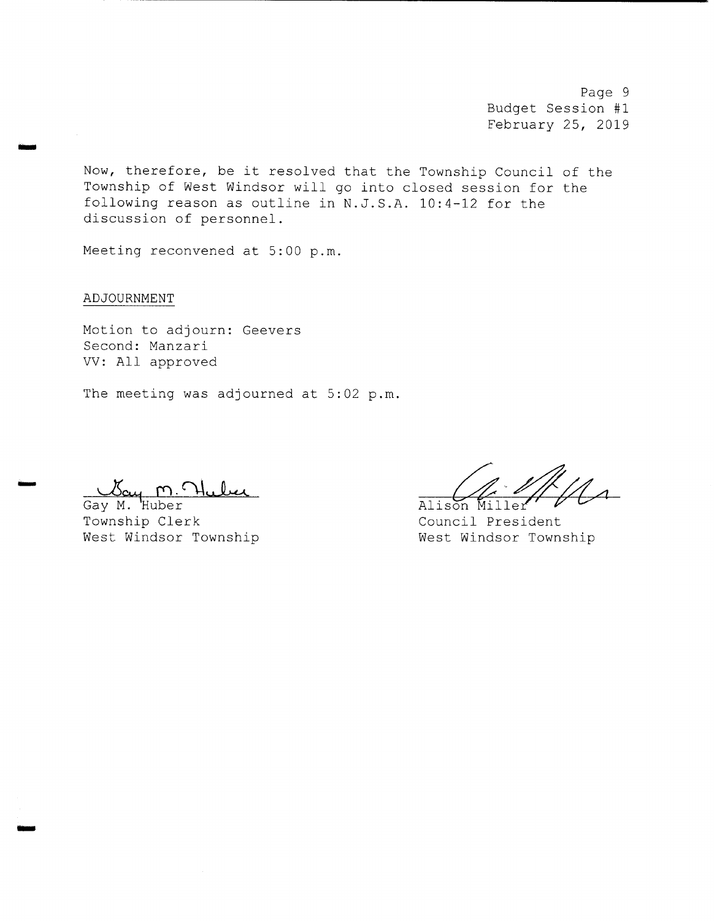Now, therefore, be it resolved that the Township Council of the Township of West Windsor will go into closed session for the following reason as outline in N.J.S.A. 10:4-12 for the discussion of personnel.

Meeting reconvened at 5:00 p.m.

ADJOURNMENT

Motion to adjourn: Geevers
Second: Manzari
VV: All approved

The meeting was adjourned at 5:02 p.m.

Gay M. Huber
Township Clerk
West Windsor Township

Alison Miller
Council President
West Windsor Township